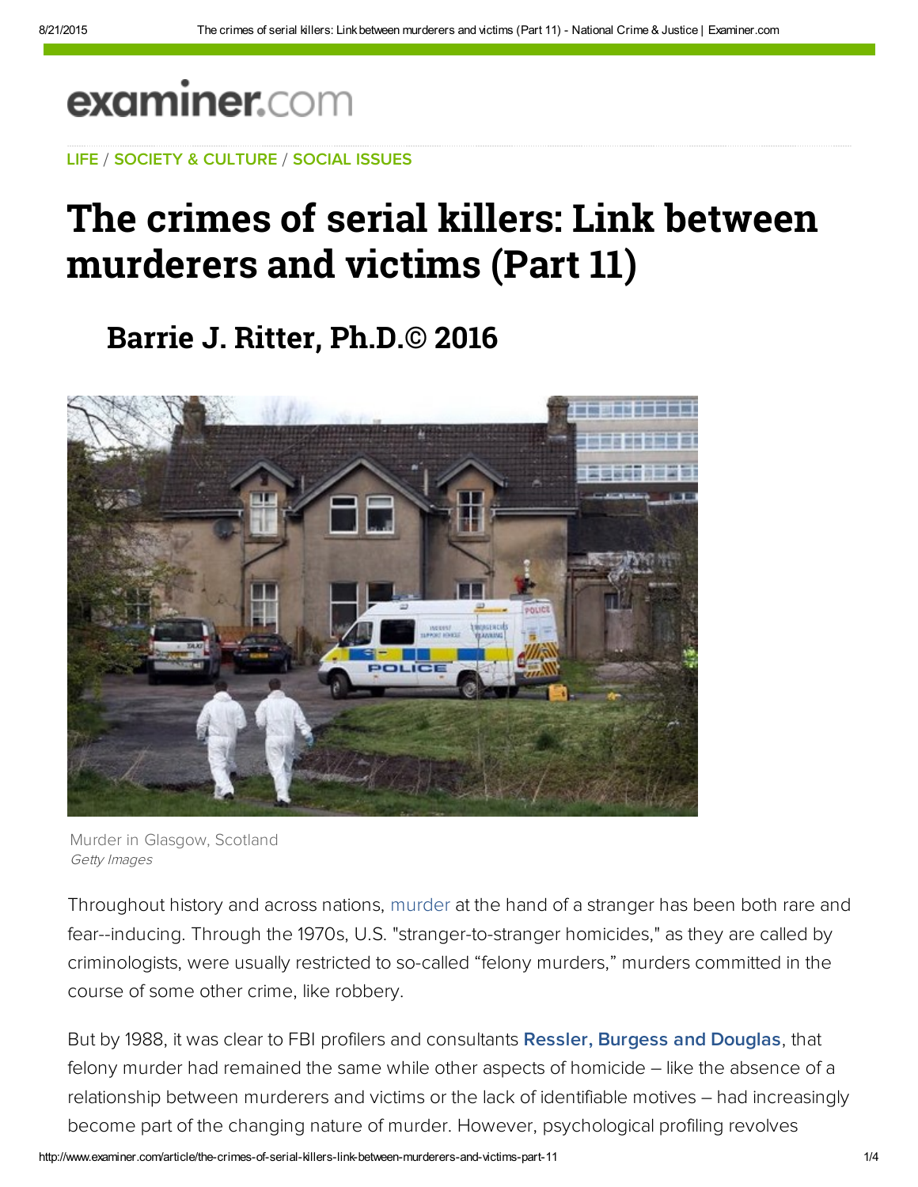examiner.com

LIFE / SOCIETY & CULTURE / SOCIAL ISSUES

# The crimes of serial killers: Link between murderers and victims (Part 11)

## Barrie J. Ritter, Ph.D.© 2016

Murder in Glasgow, Scotland
*Getty Images*

Throughout history and across nations, murder at the hand of a stranger has been both rare and fear--inducing. Through the 1970s, U.S. "stranger-to-stranger homicides," as they are called by criminologists, were usually restricted to so-called "felony murders," murders committed in the course of some other crime, like robbery.

But by 1988, it was clear to FBI profilers and consultants **Ressler, Burgess and Douglas**, that felony murder had remained the same while other aspects of homicide – like the absence of a relationship between murderers and victims or the lack of identifiable motives – had increasingly become part of the changing nature of murder. However, psychological profiling revolves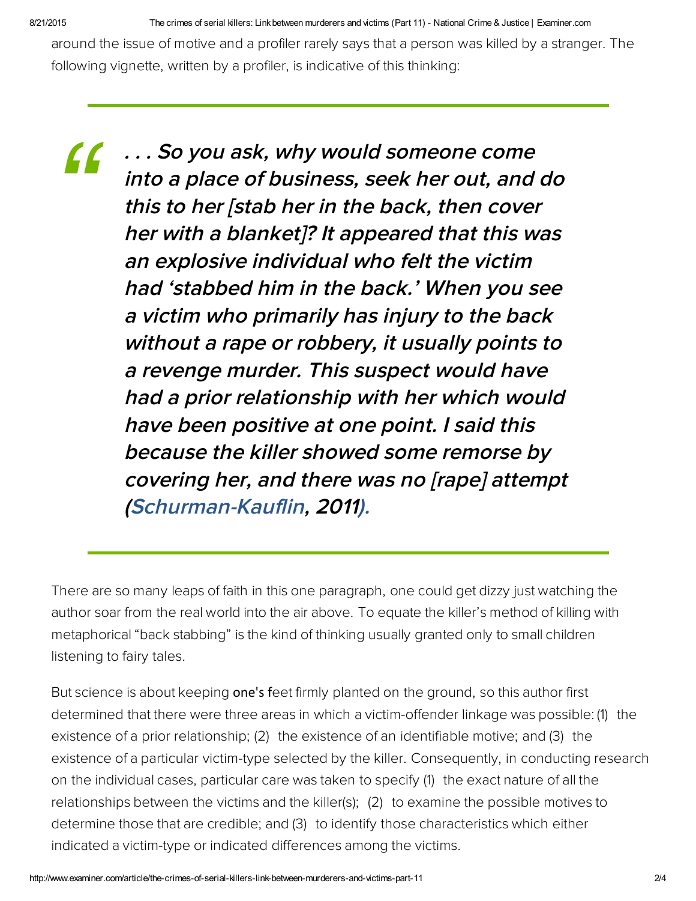around the issue of motive and a profiler rarely says that a person was killed by a stranger. The following vignette, written by a profiler, is indicative of this thinking:

> ***. . . So you ask, why would someone come into a place of business, seek her out, and do this to her [stab her in the back, then cover her with a blanket]? It appeared that this was an explosive individual who felt the victim had 'stabbed him in the back.' When you see a victim who primarily has injury to the back without a rape or robbery, it usually points to a revenge murder. This suspect would have had a prior relationship with her which would have been positive at one point. I said this because the killer showed some remorse by covering her, and there was no [rape] attempt (Schurman-Kauflin, 2011).***

There are so many leaps of faith in this one paragraph, one could get dizzy just watching the author soar from the real world into the air above. To equate the killer's method of killing with metaphorical "back stabbing" is the kind of thinking usually granted only to small children listening to fairy tales.

But science is about keeping one's feet firmly planted on the ground, so this author first determined that there were three areas in which a victim-offender linkage was possible: (1) the existence of a prior relationship; (2) the existence of an identifiable motive; and (3) the existence of a particular victim-type selected by the killer. Consequently, in conducting research on the individual cases, particular care was taken to specify (1) the exact nature of all the relationships between the victims and the killer(s); (2) to examine the possible motives to determine those that are credible; and (3) to identify those characteristics which either indicated a victim-type or indicated differences among the victims.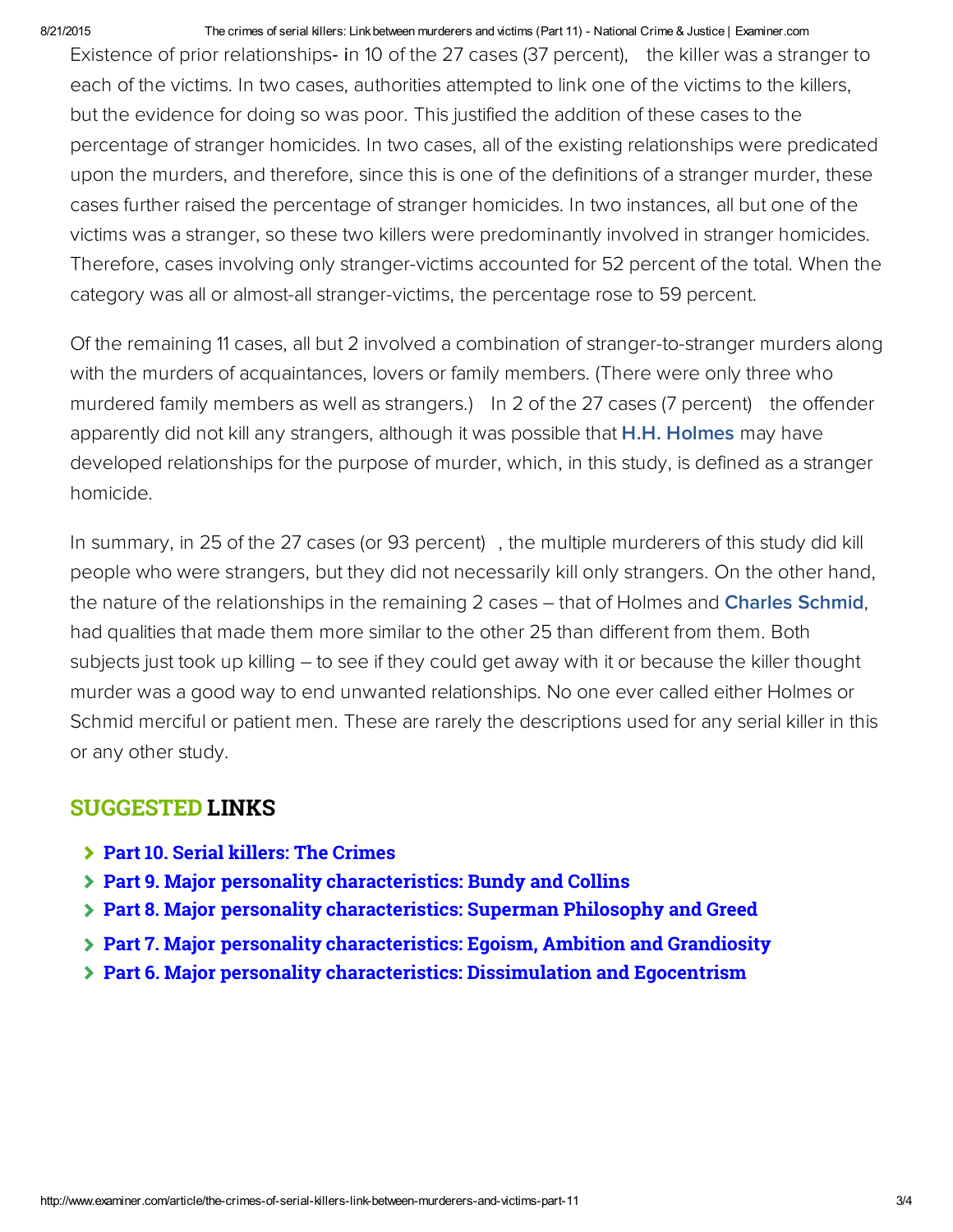Existence of prior relationships- in 10 of the 27 cases (37 percent), the killer was a stranger to each of the victims. In two cases, authorities attempted to link one of the victims to the killers, but the evidence for doing so was poor. This justified the addition of these cases to the percentage of stranger homicides. In two cases, all of the existing relationships were predicated upon the murders, and therefore, since this is one of the definitions of a stranger murder, these cases further raised the percentage of stranger homicides. In two instances, all but one of the victims was a stranger, so these two killers were predominantly involved in stranger homicides. Therefore, cases involving only stranger-victims accounted for 52 percent of the total. When the category was all or almost-all stranger-victims, the percentage rose to 59 percent.

Of the remaining 11 cases, all but 2 involved a combination of stranger-to-stranger murders along with the murders of acquaintances, lovers or family members. (There were only three who murdered family members as well as strangers.) In 2 of the 27 cases (7 percent) the offender apparently did not kill any strangers, although it was possible that **H.H. Holmes** may have developed relationships for the purpose of murder, which, in this study, is defined as a stranger homicide.

In summary, in 25 of the 27 cases (or 93 percent) , the multiple murderers of this study did kill people who were strangers, but they did not necessarily kill only strangers. On the other hand, the nature of the relationships in the remaining 2 cases – that of Holmes and **Charles Schmid**, had qualities that made them more similar to the other 25 than different from them. Both subjects just took up killing – to see if they could get away with it or because the killer thought murder was a good way to end unwanted relationships. No one ever called either Holmes or Schmid merciful or patient men. These are rarely the descriptions used for any serial killer in this or any other study.

## SUGGESTED LINKS

- **Part 10. Serial killers: The Crimes**
- **Part 9. Major personality characteristics: Bundy and Collins**
- **Part 8. Major personality characteristics: Superman Philosophy and Greed**
- **Part 7. Major personality characteristics: Egoism, Ambition and Grandiosity**
- **Part 6. Major personality characteristics: Dissimulation and Egocentrism**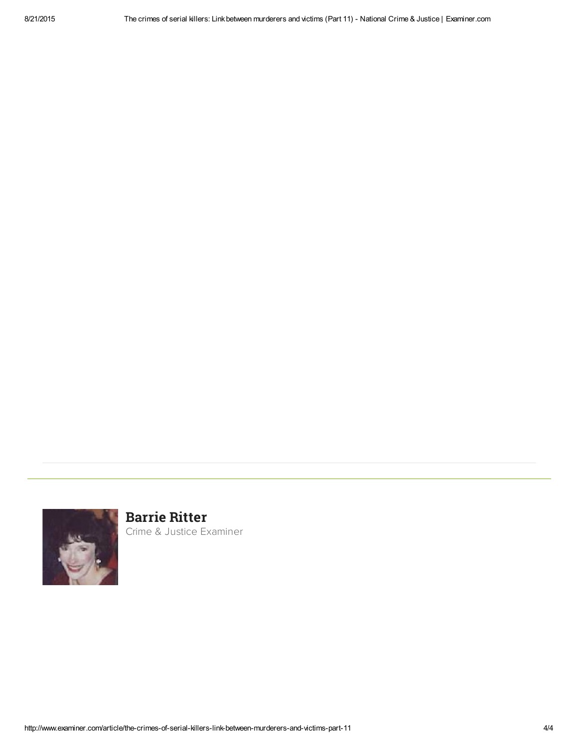**Barrie Ritter**

Crime & Justice Examiner